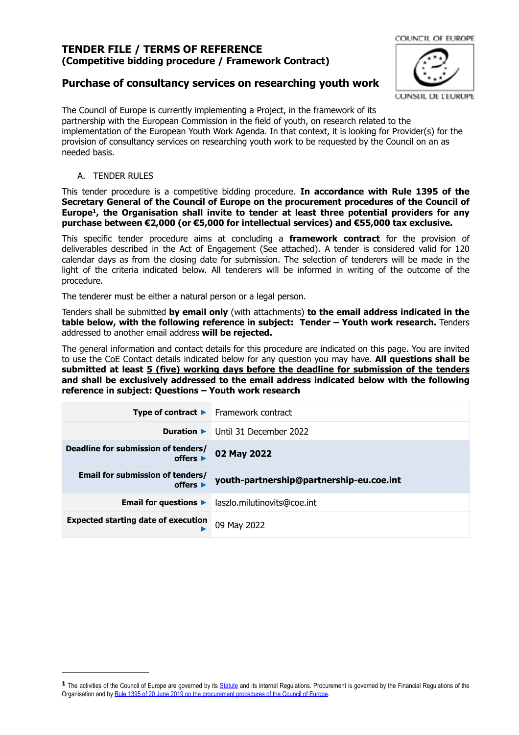# TENDER FILE / TERMS OF REFERENCE
## (Competitive bidding procedure / Framework Contract)

COUNCIL OF EUROPE

CONSEIL DE L'EUROPE

## Purchase of consultancy services on researching youth work

The Council of Europe is currently implementing a Project, in the framework of its partnership with the European Commission in the field of youth, on research related to the implementation of the European Youth Work Agenda. In that context, it is looking for Provider(s) for the provision of consultancy services on researching youth work to be requested by the Council on an as needed basis.

A. TENDER RULES

This tender procedure is a competitive bidding procedure. **In accordance with Rule 1395 of the Secretary General of the Council of Europe on the procurement procedures of the Council of Europe[1], the Organisation shall invite to tender at least three potential providers for any purchase between €2,000 (or €5,000 for intellectual services) and €55,000 tax exclusive.**

This specific tender procedure aims at concluding a **framework contract** for the provision of deliverables described in the Act of Engagement (See attached). A tender is considered valid for 120 calendar days as from the closing date for submission. The selection of tenderers will be made in the light of the criteria indicated below. All tenderers will be informed in writing of the outcome of the procedure.

The tenderer must be either a natural person or a legal person.

Tenders shall be submitted **by email only** (with attachments) **to the email address indicated in the table below, with the following reference in subject: Tender – Youth work research.** Tenders addressed to another email address **will be rejected.**

The general information and contact details for this procedure are indicated on this page. You are invited to use the CoE Contact details indicated below for any question you may have. **All questions shall be submitted at least <u>5 (five) working days before the deadline for submission of the tenders</u> and shall be exclusively addressed to the email address indicated below with the following reference in subject: Questions – Youth work research**

| | |
|---|---|
| **Type of contract** ▶ | Framework contract |
| **Duration** ▶ | Until 31 December 2022 |
| **Deadline for submission of tenders/ offers** ▶ | **02 May 2022** |
| **Email for submission of tenders/ offers** ▶ | **youth-partnership@partnership-eu.coe.int** |
| **Email for questions** ▶ | laszlo.milutinovits@coe.int |
| **Expected starting date of execution** ▶ | 09 May 2022 |

---

[1] The activities of the Council of Europe are governed by its Statute and its internal Regulations. Procurement is governed by the Financial Regulations of the Organisation and by Rule 1395 of 20 June 2019 on the procurement procedures of the Council of Europe.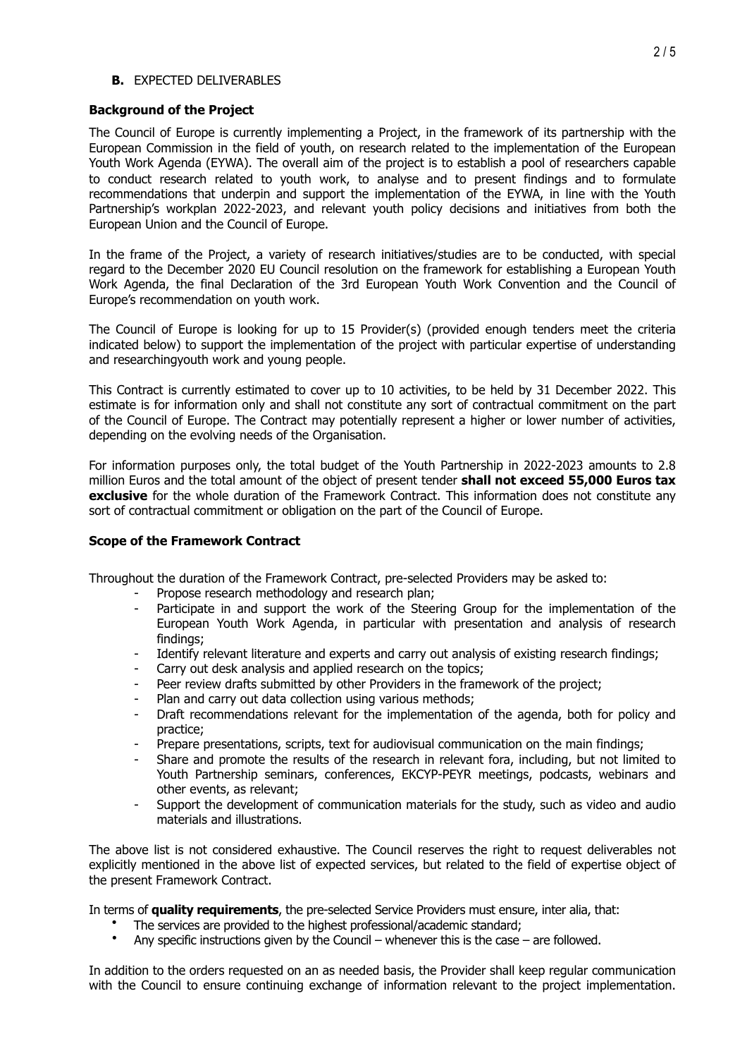**B.** EXPECTED DELIVERABLES

**Background of the Project**

The Council of Europe is currently implementing a Project, in the framework of its partnership with the European Commission in the field of youth, on research related to the implementation of the European Youth Work Agenda (EYWA). The overall aim of the project is to establish a pool of researchers capable to conduct research related to youth work, to analyse and to present findings and to formulate recommendations that underpin and support the implementation of the EYWA, in line with the Youth Partnership's workplan 2022-2023, and relevant youth policy decisions and initiatives from both the European Union and the Council of Europe.

In the frame of the Project, a variety of research initiatives/studies are to be conducted, with special regard to the December 2020 EU Council resolution on the framework for establishing a European Youth Work Agenda, the final Declaration of the 3rd European Youth Work Convention and the Council of Europe's recommendation on youth work.

The Council of Europe is looking for up to 15 Provider(s) (provided enough tenders meet the criteria indicated below) to support the implementation of the project with particular expertise of understanding and researchingyouth work and young people.

This Contract is currently estimated to cover up to 10 activities, to be held by 31 December 2022. This estimate is for information only and shall not constitute any sort of contractual commitment on the part of the Council of Europe. The Contract may potentially represent a higher or lower number of activities, depending on the evolving needs of the Organisation.

For information purposes only, the total budget of the Youth Partnership in 2022-2023 amounts to 2.8 million Euros and the total amount of the object of present tender **shall not exceed 55,000 Euros tax exclusive** for the whole duration of the Framework Contract. This information does not constitute any sort of contractual commitment or obligation on the part of the Council of Europe.

**Scope of the Framework Contract**

Throughout the duration of the Framework Contract, pre-selected Providers may be asked to:

- Propose research methodology and research plan;
- Participate in and support the work of the Steering Group for the implementation of the European Youth Work Agenda, in particular with presentation and analysis of research findings;
- Identify relevant literature and experts and carry out analysis of existing research findings;
- Carry out desk analysis and applied research on the topics;
- Peer review drafts submitted by other Providers in the framework of the project;
- Plan and carry out data collection using various methods;
- Draft recommendations relevant for the implementation of the agenda, both for policy and practice;
- Prepare presentations, scripts, text for audiovisual communication on the main findings;
- Share and promote the results of the research in relevant fora, including, but not limited to Youth Partnership seminars, conferences, EKCYP-PEYR meetings, podcasts, webinars and other events, as relevant;
- Support the development of communication materials for the study, such as video and audio materials and illustrations.

The above list is not considered exhaustive. The Council reserves the right to request deliverables not explicitly mentioned in the above list of expected services, but related to the field of expertise object of the present Framework Contract.

In terms of **quality requirements**, the pre-selected Service Providers must ensure, inter alia, that:

- The services are provided to the highest professional/academic standard;
- Any specific instructions given by the Council – whenever this is the case – are followed.

In addition to the orders requested on an as needed basis, the Provider shall keep regular communication with the Council to ensure continuing exchange of information relevant to the project implementation.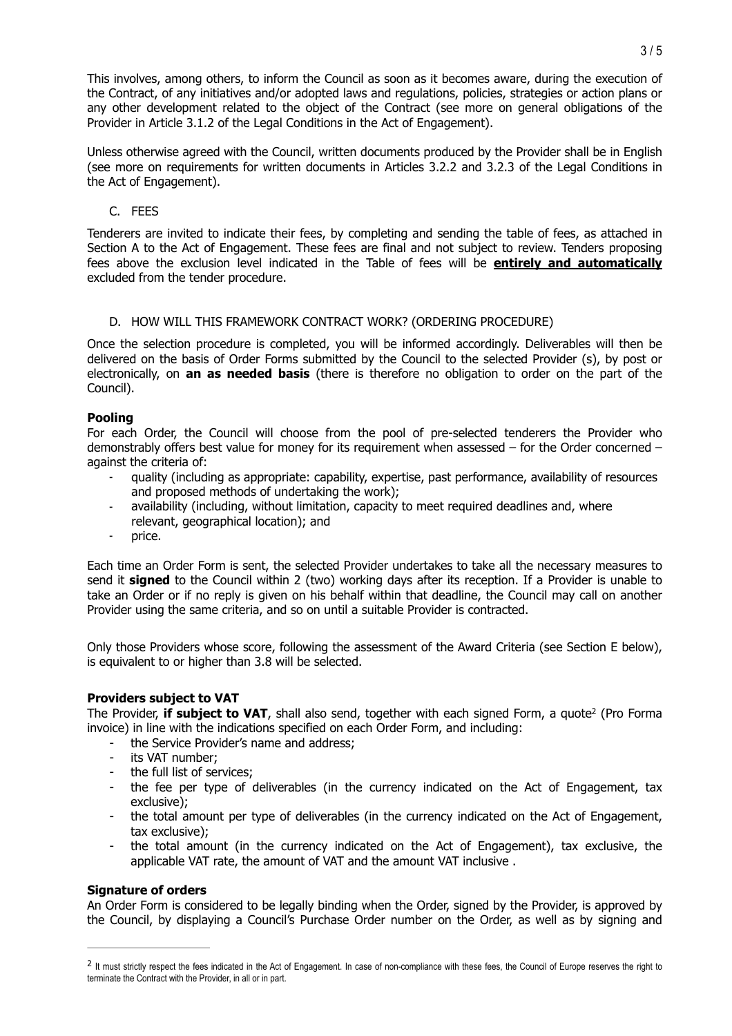This involves, among others, to inform the Council as soon as it becomes aware, during the execution of the Contract, of any initiatives and/or adopted laws and regulations, policies, strategies or action plans or any other development related to the object of the Contract (see more on general obligations of the Provider in Article 3.1.2 of the Legal Conditions in the Act of Engagement).

Unless otherwise agreed with the Council, written documents produced by the Provider shall be in English (see more on requirements for written documents in Articles 3.2.2 and 3.2.3 of the Legal Conditions in the Act of Engagement).

C. FEES

Tenderers are invited to indicate their fees, by completing and sending the table of fees, as attached in Section A to the Act of Engagement. These fees are final and not subject to review. Tenders proposing fees above the exclusion level indicated in the Table of fees will be **entirely and automatically** excluded from the tender procedure.

D. HOW WILL THIS FRAMEWORK CONTRACT WORK? (ORDERING PROCEDURE)

Once the selection procedure is completed, you will be informed accordingly. Deliverables will then be delivered on the basis of Order Forms submitted by the Council to the selected Provider (s), by post or electronically, on **an as needed basis** (there is therefore no obligation to order on the part of the Council).

**Pooling**

For each Order, the Council will choose from the pool of pre-selected tenderers the Provider who demonstrably offers best value for money for its requirement when assessed – for the Order concerned – against the criteria of:

- quality (including as appropriate: capability, expertise, past performance, availability of resources and proposed methods of undertaking the work);
- availability (including, without limitation, capacity to meet required deadlines and, where relevant, geographical location); and
- price.

Each time an Order Form is sent, the selected Provider undertakes to take all the necessary measures to send it **signed** to the Council within 2 (two) working days after its reception. If a Provider is unable to take an Order or if no reply is given on his behalf within that deadline, the Council may call on another Provider using the same criteria, and so on until a suitable Provider is contracted.

Only those Providers whose score, following the assessment of the Award Criteria (see Section E below), is equivalent to or higher than 3.8 will be selected.

**Providers subject to VAT**

The Provider, **if subject to VAT**, shall also send, together with each signed Form, a quote[2] (Pro Forma invoice) in line with the indications specified on each Order Form, and including:

- the Service Provider's name and address;
- its VAT number;
- the full list of services;
- the fee per type of deliverables (in the currency indicated on the Act of Engagement, tax exclusive);
- the total amount per type of deliverables (in the currency indicated on the Act of Engagement, tax exclusive);
- the total amount (in the currency indicated on the Act of Engagement), tax exclusive, the applicable VAT rate, the amount of VAT and the amount VAT inclusive .

**Signature of orders**

An Order Form is considered to be legally binding when the Order, signed by the Provider, is approved by the Council, by displaying a Council's Purchase Order number on the Order, as well as by signing and

[2] It must strictly respect the fees indicated in the Act of Engagement. In case of non-compliance with these fees, the Council of Europe reserves the right to terminate the Contract with the Provider, in all or in part.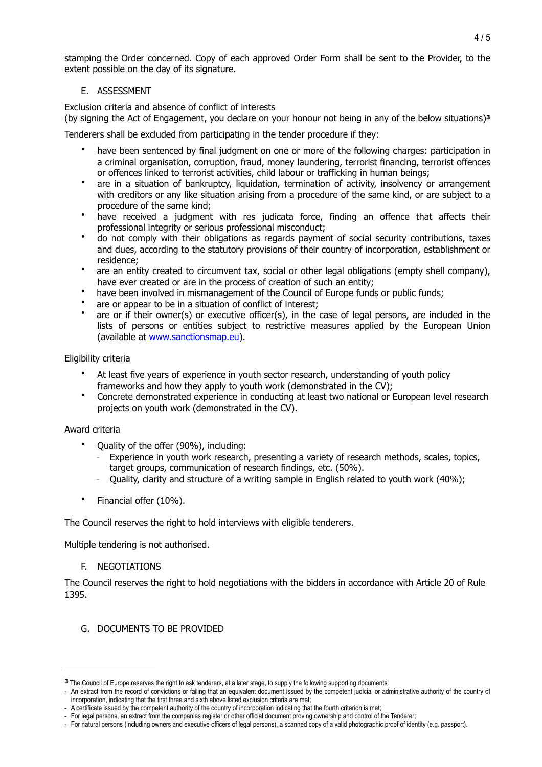stamping the Order concerned. Copy of each approved Order Form shall be sent to the Provider, to the extent possible on the day of its signature.

## E. ASSESSMENT

Exclusion criteria and absence of conflict of interests
(by signing the Act of Engagement, you declare on your honour not being in any of the below situations)[3]

Tenderers shall be excluded from participating in the tender procedure if they:

- have been sentenced by final judgment on one or more of the following charges: participation in a criminal organisation, corruption, fraud, money laundering, terrorist financing, terrorist offences or offences linked to terrorist activities, child labour or trafficking in human beings;
- are in a situation of bankruptcy, liquidation, termination of activity, insolvency or arrangement with creditors or any like situation arising from a procedure of the same kind, or are subject to a procedure of the same kind;
- have received a judgment with res judicata force, finding an offence that affects their professional integrity or serious professional misconduct;
- do not comply with their obligations as regards payment of social security contributions, taxes and dues, according to the statutory provisions of their country of incorporation, establishment or residence;
- are an entity created to circumvent tax, social or other legal obligations (empty shell company), have ever created or are in the process of creation of such an entity;
- have been involved in mismanagement of the Council of Europe funds or public funds;
- are or appear to be in a situation of conflict of interest;
- are or if their owner(s) or executive officer(s), in the case of legal persons, are included in the lists of persons or entities subject to restrictive measures applied by the European Union (available at [www.sanctionsmap.eu](http://www.sanctionsmap.eu)).

Eligibility criteria

- At least five years of experience in youth sector research, understanding of youth policy frameworks and how they apply to youth work (demonstrated in the CV);
- Concrete demonstrated experience in conducting at least two national or European level research projects on youth work (demonstrated in the CV).

Award criteria

- Quality of the offer (90%), including:
  - Experience in youth work research, presenting a variety of research methods, scales, topics, target groups, communication of research findings, etc. (50%).
  - Quality, clarity and structure of a writing sample in English related to youth work (40%);
- Financial offer (10%).

The Council reserves the right to hold interviews with eligible tenderers.

Multiple tendering is not authorised.

## F. NEGOTIATIONS

The Council reserves the right to hold negotiations with the bidders in accordance with Article 20 of Rule 1395.

## G. DOCUMENTS TO BE PROVIDED

---

[3] The Council of Europe reserves the right to ask tenderers, at a later stage, to supply the following supporting documents:
- An extract from the record of convictions or failing that an equivalent document issued by the competent judicial or administrative authority of the country of incorporation, indicating that the first three and sixth above listed exclusion criteria are met;
- A certificate issued by the competent authority of the country of incorporation indicating that the fourth criterion is met;
- For legal persons, an extract from the companies register or other official document proving ownership and control of the Tenderer;
- For natural persons (including owners and executive officers of legal persons), a scanned copy of a valid photographic proof of identity (e.g. passport).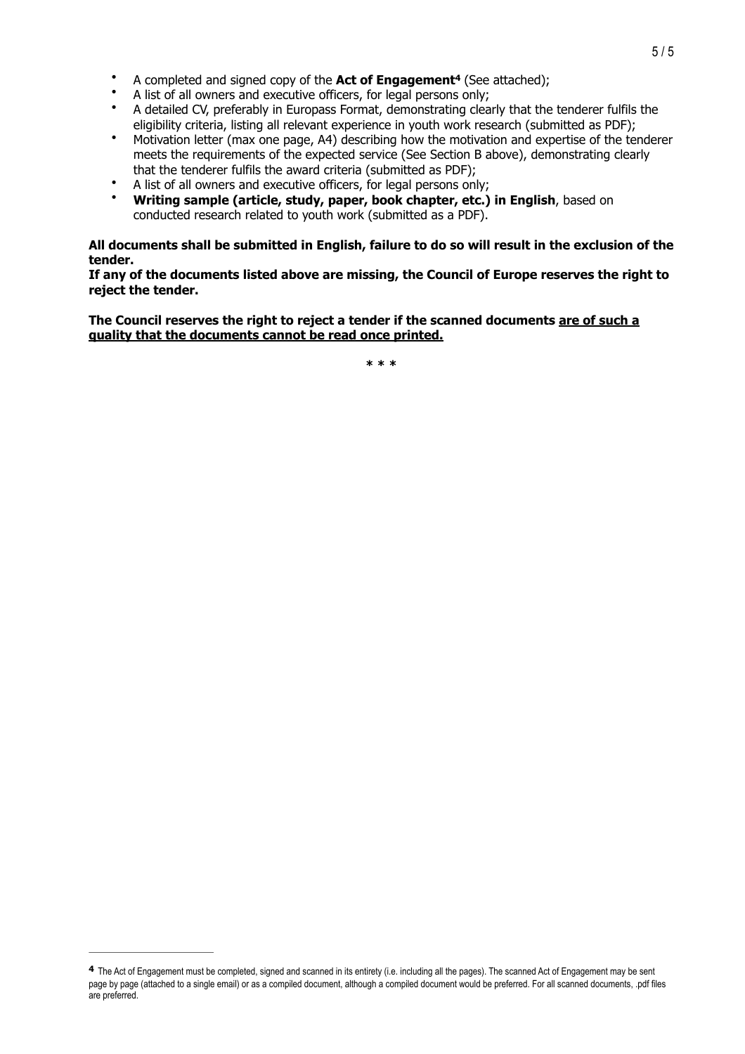- A completed and signed copy of the **Act of Engagement**[4] (See attached);
- A list of all owners and executive officers, for legal persons only;
- A detailed CV, preferably in Europass Format, demonstrating clearly that the tenderer fulfils the eligibility criteria, listing all relevant experience in youth work research (submitted as PDF);
- Motivation letter (max one page, A4) describing how the motivation and expertise of the tenderer meets the requirements of the expected service (See Section B above), demonstrating clearly that the tenderer fulfils the award criteria (submitted as PDF);
- A list of all owners and executive officers, for legal persons only;
- **Writing sample (article, study, paper, book chapter, etc.) in English**, based on conducted research related to youth work (submitted as a PDF).

**All documents shall be submitted in English, failure to do so will result in the exclusion of the tender.**
**If any of the documents listed above are missing, the Council of Europe reserves the right to reject the tender.**

**The Council reserves the right to reject a tender if the scanned documents <u>are of such a quality that the documents cannot be read once printed.</u>**

\* \* \*

[4] The Act of Engagement must be completed, signed and scanned in its entirety (i.e. including all the pages). The scanned Act of Engagement may be sent page by page (attached to a single email) or as a compiled document, although a compiled document would be preferred. For all scanned documents, .pdf files are preferred.